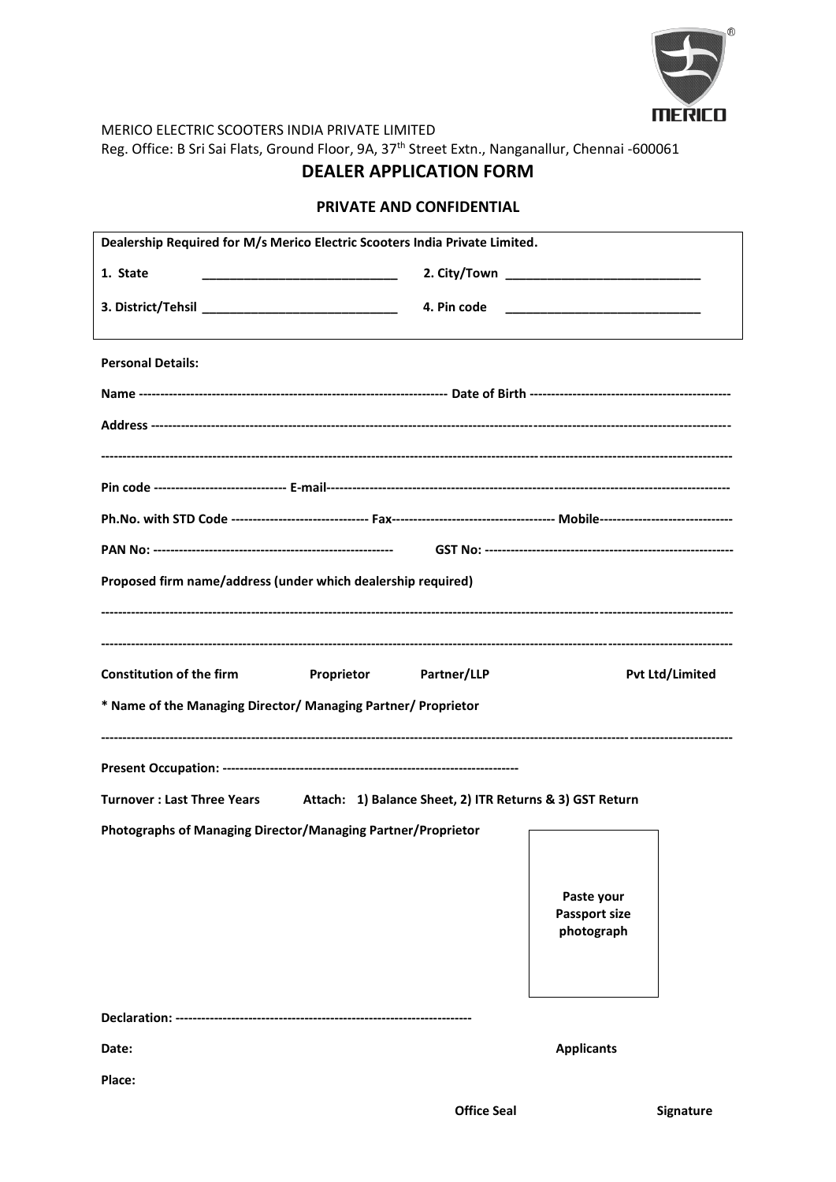MERICO

MERICO ELECTRIC SCOOTERS INDIA PRIVATE LIMITED

Reg. Office: B Sri Sai Flats, Ground Floor, 9A, 37th Street Extn., Nanganallur, Chennai -600061

# DEALER APPLICATION FORM

## PRIVATE AND CONFIDENTIAL

**Dealership Required for M/s Merico Electric Scooters India Private Limited.**

**1. State** ____________________________ **2. City/Town** ____________________________

**3. District/Tehsil** ____________________________ **4. Pin code** ____________________________

**Personal Details:**

**Name** ------------------------------------------------------------------------ **Date of Birth** ----------------------------------------------

**Address** -------------------------------------------------------------------------------------------------------------------------------

-------------------------------------------------------------------------------------------------------------------------------------------

**Pin code** ------------------------------ **E-mail**-------------------------------------------------------------------------------------

**Ph.No. with STD Code** -------------------------------- **Fax**------------------------------------ **Mobile**------------------------------

**PAN No:** -------------------------------------------------------- **GST No:** --------------------------------------------------------

**Proposed firm name/address (under which dealership required)**

-------------------------------------------------------------------------------------------------------------------------------------------

-------------------------------------------------------------------------------------------------------------------------------------------

**Constitution of the firm** **Proprietor** **Partner/LLP** **Pvt Ltd/Limited**

**\* Name of the Managing Director/ Managing Partner/ Proprietor**

-------------------------------------------------------------------------------------------------------------------------------------------

**Present Occupation:** --------------------------------------------------------------------

**Turnover : Last Three Years** **Attach: 1) Balance Sheet, 2) ITR Returns & 3) GST Return**

**Photographs of Managing Director/Managing Partner/Proprietor**

**Paste your Passport size photograph**

**Declaration:** --------------------------------------------------------------------

**Date:** **Applicants**

**Place:**

**Office Seal** **Signature**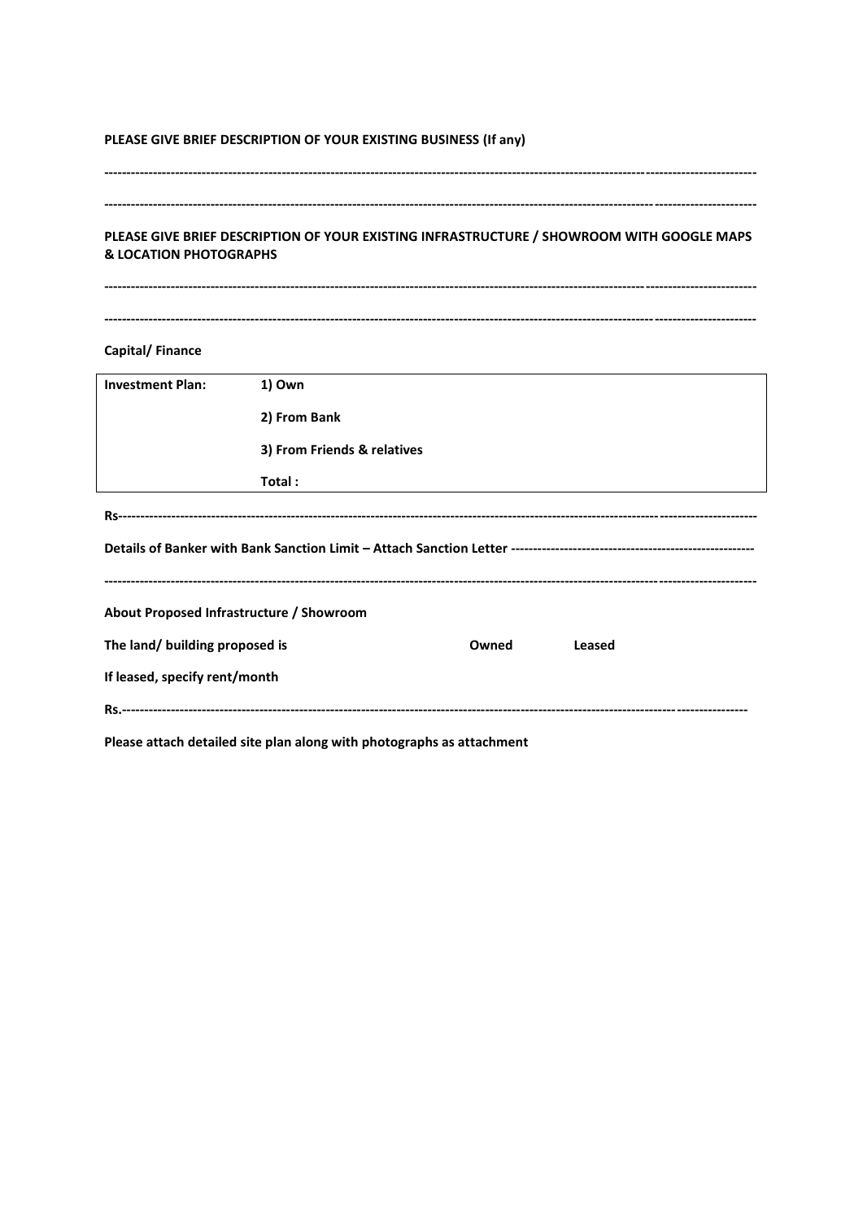**PLEASE GIVE BRIEF DESCRIPTION OF YOUR EXISTING BUSINESS (If any)**

-----------------------------------------------------------------------------------------------------------------------------------------------

-----------------------------------------------------------------------------------------------------------------------------------------------

**PLEASE GIVE BRIEF DESCRIPTION OF YOUR EXISTING INFRASTRUCTURE / SHOWROOM WITH GOOGLE MAPS & LOCATION PHOTOGRAPHS**

-----------------------------------------------------------------------------------------------------------------------------------------------

-----------------------------------------------------------------------------------------------------------------------------------------------

**Capital/ Finance**

| **Investment Plan:** | **1) Own** |
|---|---|
| | **2) From Bank** |
| | **3) From Friends & relatives** |
| | **Total :** |

**Rs**-------------------------------------------------------------------------------------------------------------------------------------------

**Details of Banker with Bank Sanction Limit – Attach Sanction Letter** ------------------------------------------------------

-----------------------------------------------------------------------------------------------------------------------------------------------

**About Proposed Infrastructure / Showroom**

**The land/ building proposed is** **Owned** **Leased**

**If leased, specify rent/month**

**Rs.**---------------------------------------------------------------------------------------------------------------------------------------

**Please attach detailed site plan along with photographs as attachment**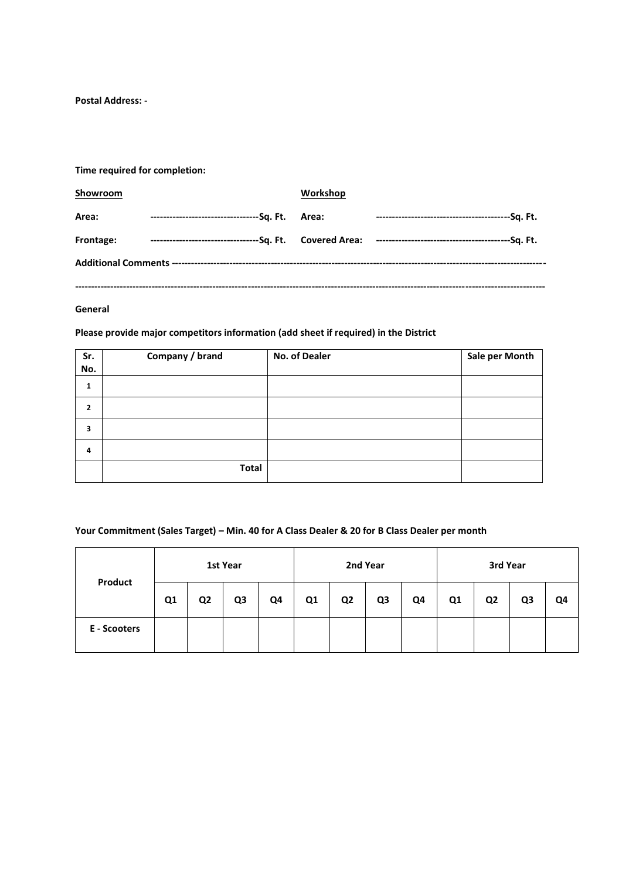**Postal Address: -**

**Time required for completion:**

| **Showroom** | | **Workshop** | |
|---|---|---|---|
| **Area:** | ----------------------------------Sq. Ft. | **Area:** | ------------------------------------------Sq. Ft. |
| **Frontage:** | ----------------------------------Sq. Ft. | **Covered Area:** | ------------------------------------------Sq. Ft. |

**Additional Comments** -------------------------------------------------------------------------------------------------------------------

---------------------------------------------------------------------------------------------------------------------------------------------------

**General**

**Please provide major competitors information (add sheet if required) in the District**

| Sr. No. | Company / brand | No. of Dealer | Sale per Month |
|---|---|---|---|
| 1 | | | |
| 2 | | | |
| 3 | | | |
| 4 | | | |
| | **Total** | | |

**Your Commitment (Sales Target) – Min. 40 for A Class Dealer & 20 for B Class Dealer per month**

| Product | 1st Year | | | | 2nd Year | | | | 3rd Year | | | |
|---|---|---|---|---|---|---|---|---|---|---|---|---|
| | Q1 | Q2 | Q3 | Q4 | Q1 | Q2 | Q3 | Q4 | Q1 | Q2 | Q3 | Q4 |
| **E - Scooters** | | | | | | | | | | | | |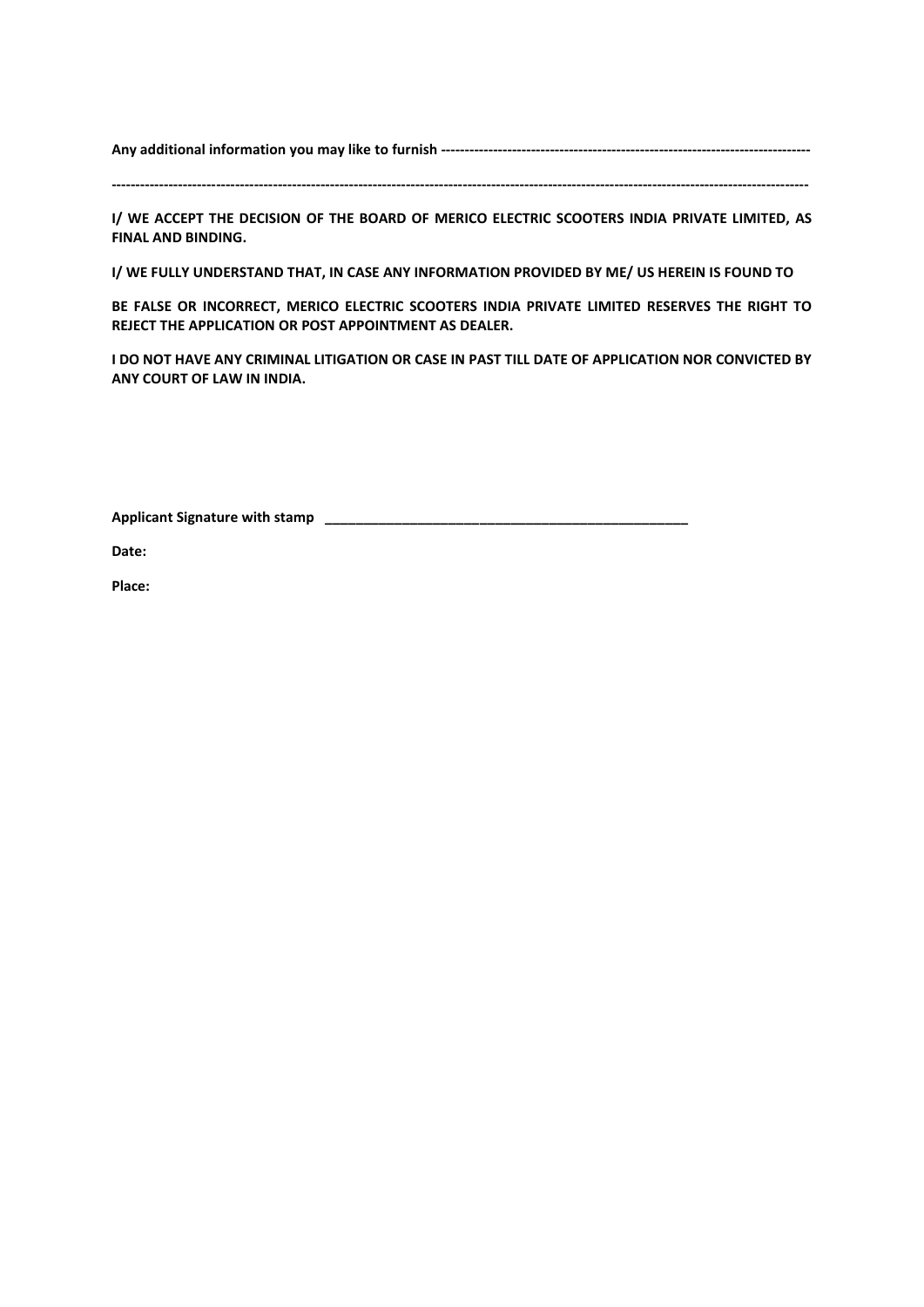**Any additional information you may like to furnish ---------------------------------------------------------------------------**

**-----------------------------------------------------------------------------------------------------------------------------------------------**

**I/ WE ACCEPT THE DECISION OF THE BOARD OF MERICO ELECTRIC SCOOTERS INDIA PRIVATE LIMITED, AS FINAL AND BINDING.**

**I/ WE FULLY UNDERSTAND THAT, IN CASE ANY INFORMATION PROVIDED BY ME/ US HEREIN IS FOUND TO**

**BE FALSE OR INCORRECT, MERICO ELECTRIC SCOOTERS INDIA PRIVATE LIMITED RESERVES THE RIGHT TO REJECT THE APPLICATION OR POST APPOINTMENT AS DEALER.**

**I DO NOT HAVE ANY CRIMINAL LITIGATION OR CASE IN PAST TILL DATE OF APPLICATION NOR CONVICTED BY ANY COURT OF LAW IN INDIA.**

**Applicant Signature with stamp \_\_\_\_\_\_\_\_\_\_\_\_\_\_\_\_\_\_\_\_\_\_\_\_\_\_\_\_\_\_\_\_\_\_\_\_\_\_\_\_\_\_\_\_\_\_\_\_**

**Date:**

**Place:**